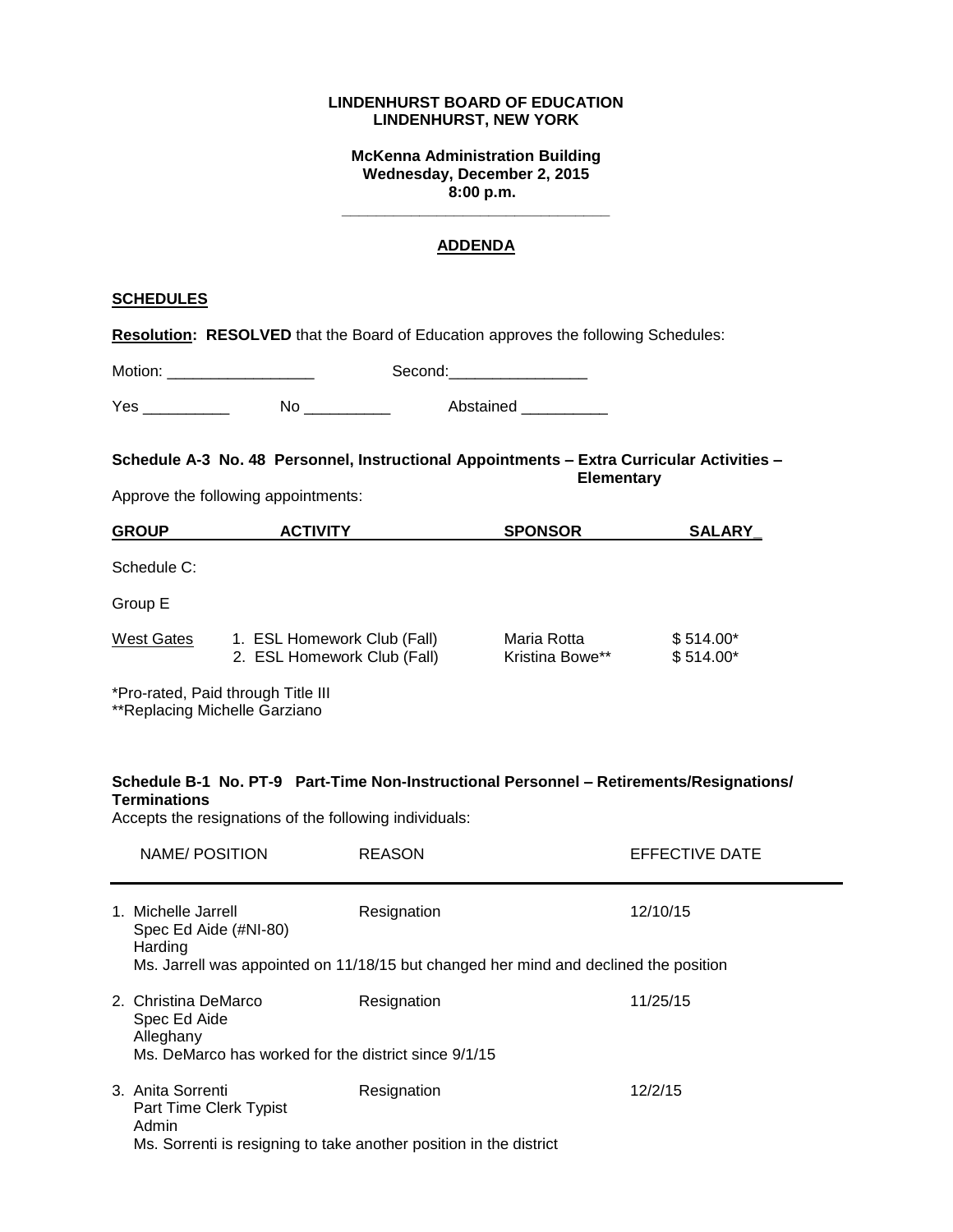**LINDENHURST BOARD OF EDUCATION**
**LINDENHURST, NEW YORK**

**McKenna Administration Building**
**Wednesday, December 2, 2015**
**8:00 p.m.**

---

## ADDENDA

### SCHEDULES

**Resolution: RESOLVED** that the Board of Education approves the following Schedules:

Motion: _________________ Second:________________

Yes __________ No __________ Abstained __________

**Schedule A-3 No. 48 Personnel, Instructional Appointments – Extra Curricular Activities – Elementary**

Approve the following appointments:

| GROUP | ACTIVITY | SPONSOR | SALARY |
|---|---|---|---|
| Schedule C: | | | |
| Group E | | | |
| West Gates | 1. ESL Homework Club (Fall) | Maria Rotta | $ 514.00* |
| | 2. ESL Homework Club (Fall) | Kristina Bowe** | $ 514.00* |

*Pro-rated, Paid through Title III
**Replacing Michelle Garziano

**Schedule B-1 No. PT-9 Part-Time Non-Instructional Personnel – Retirements/Resignations/ Terminations**

Accepts the resignations of the following individuals:

| NAME/ POSITION | REASON | EFFECTIVE DATE |
|---|---|---|
| 1. Michelle Jarrell<br>Spec Ed Aide (#NI-80)<br>Harding | Resignation | 12/10/15 |
| Ms. Jarrell was appointed on 11/18/15 but changed her mind and declined the position | | |
| 2. Christina DeMarco<br>Spec Ed Aide<br>Alleghany | Resignation | 11/25/15 |
| Ms. DeMarco has worked for the district since 9/1/15 | | |
| 3. Anita Sorrenti<br>Part Time Clerk Typist<br>Admin | Resignation | 12/2/15 |
| Ms. Sorrenti is resigning to take another position in the district | | |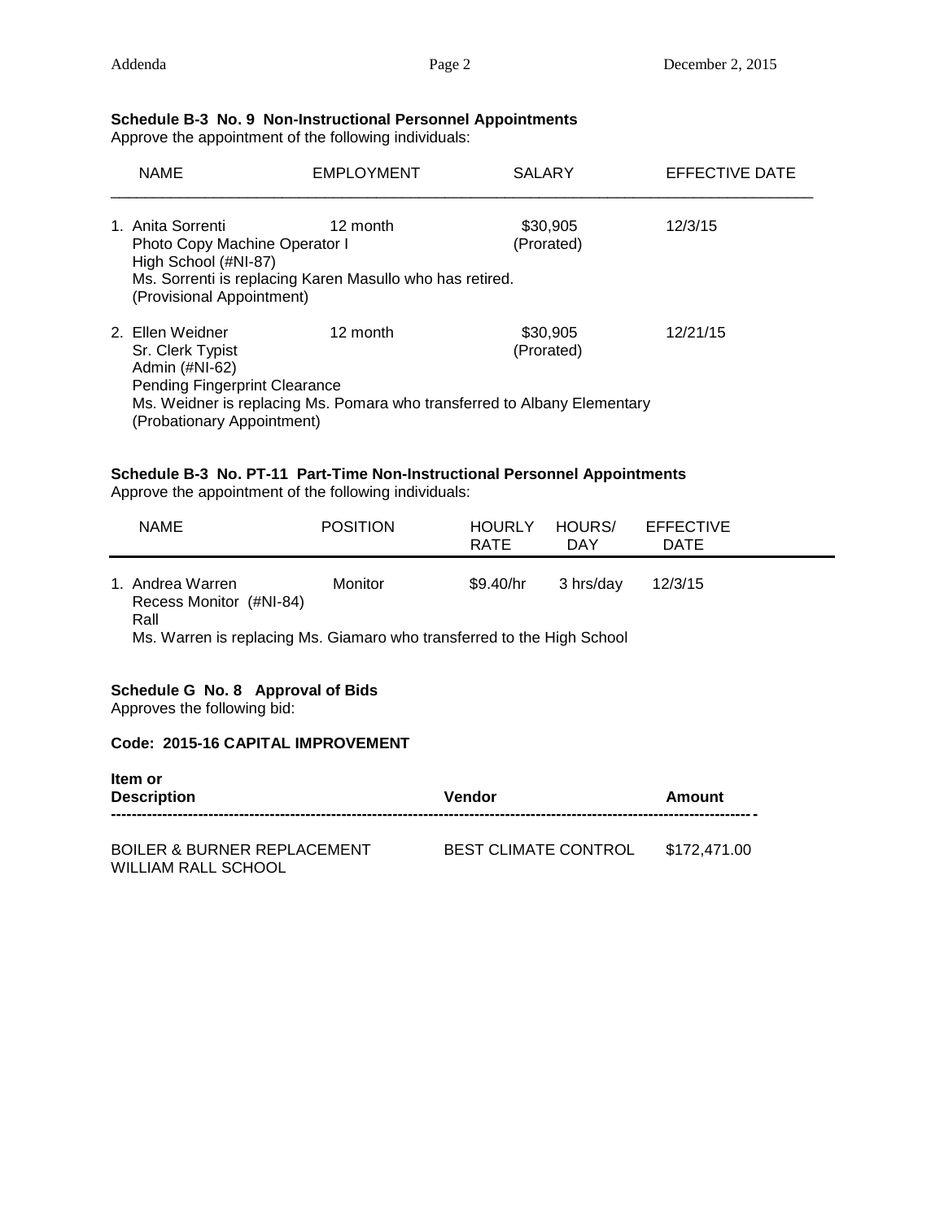**Schedule B-3 No. 9 Non-Instructional Personnel Appointments**

Approve the appointment of the following individuals:

| NAME | EMPLOYMENT | SALARY | EFFECTIVE DATE |
|---|---|---|---|
| 1. Anita Sorrenti<br>Photo Copy Machine Operator I<br>High School (#NI-87)<br>Ms. Sorrenti is replacing Karen Masullo who has retired.<br>(Provisional Appointment) | 12 month | $30,905<br>(Prorated) | 12/3/15 |
| 2. Ellen Weidner<br>Sr. Clerk Typist<br>Admin (#NI-62)<br>Pending Fingerprint Clearance<br>Ms. Weidner is replacing Ms. Pomara who transferred to Albany Elementary<br>(Probationary Appointment) | 12 month | $30,905<br>(Prorated) | 12/21/15 |

**Schedule B-3 No. PT-11 Part-Time Non-Instructional Personnel Appointments**

Approve the appointment of the following individuals:

| NAME | POSITION | HOURLY RATE | HOURS/ DAY | EFFECTIVE DATE |
|---|---|---|---|---|
| 1. Andrea Warren<br>Recess Monitor (#NI-84)<br>Rall<br>Ms. Warren is replacing Ms. Giamaro who transferred to the High School | Monitor | $9.40/hr | 3 hrs/day | 12/3/15 |

**Schedule G No. 8 Approval of Bids**

Approves the following bid:

**Code: 2015-16 CAPITAL IMPROVEMENT**

| Item or Description | Vendor | Amount |
|---|---|---|
| BOILER & BURNER REPLACEMENT<br>WILLIAM RALL SCHOOL | BEST CLIMATE CONTROL | $172,471.00 |